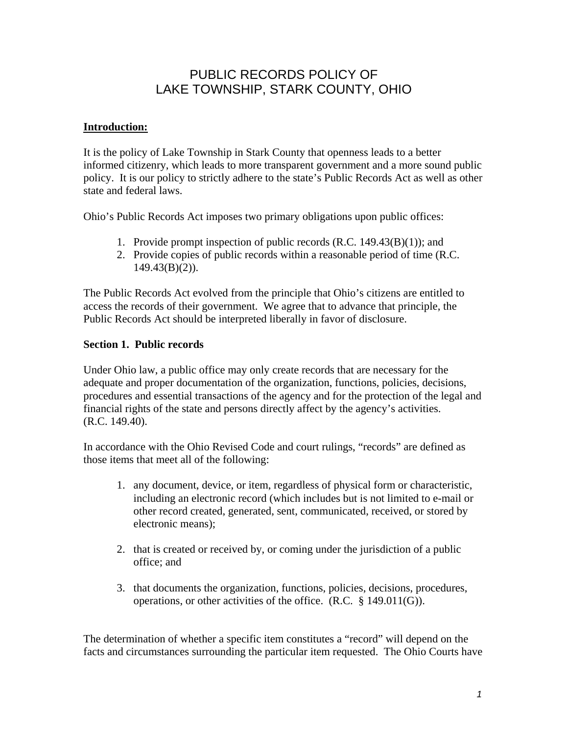# PUBLIC RECORDS POLICY OF LAKE TOWNSHIP, STARK COUNTY, OHIO

**Introduction:**

It is the policy of Lake Township in Stark County that openness leads to a better informed citizenry, which leads to more transparent government and a more sound public policy. It is our policy to strictly adhere to the state's Public Records Act as well as other state and federal laws.

Ohio's Public Records Act imposes two primary obligations upon public offices:

1. Provide prompt inspection of public records (R.C. 149.43(B)(1)); and
2. Provide copies of public records within a reasonable period of time (R.C. 149.43(B)(2)).

The Public Records Act evolved from the principle that Ohio's citizens are entitled to access the records of their government. We agree that to advance that principle, the Public Records Act should be interpreted liberally in favor of disclosure.

**Section 1. Public records**

Under Ohio law, a public office may only create records that are necessary for the adequate and proper documentation of the organization, functions, policies, decisions, procedures and essential transactions of the agency and for the protection of the legal and financial rights of the state and persons directly affect by the agency's activities. (R.C. 149.40).

In accordance with the Ohio Revised Code and court rulings, "records" are defined as those items that meet all of the following:

1. any document, device, or item, regardless of physical form or characteristic, including an electronic record (which includes but is not limited to e-mail or other record created, generated, sent, communicated, received, or stored by electronic means);

2. that is created or received by, or coming under the jurisdiction of a public office; and

3. that documents the organization, functions, policies, decisions, procedures, operations, or other activities of the office. (R.C. § 149.011(G)).

The determination of whether a specific item constitutes a "record" will depend on the facts and circumstances surrounding the particular item requested. The Ohio Courts have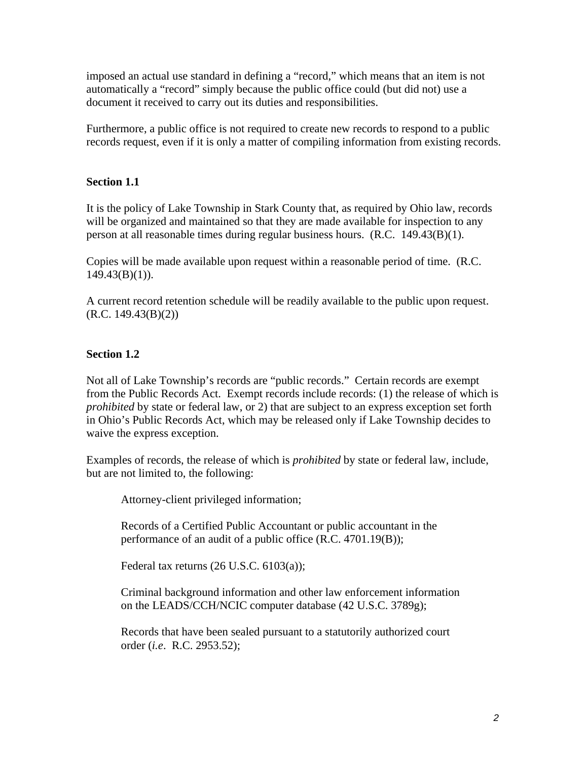imposed an actual use standard in defining a "record," which means that an item is not automatically a "record" simply because the public office could (but did not) use a document it received to carry out its duties and responsibilities.

Furthermore, a public office is not required to create new records to respond to a public records request, even if it is only a matter of compiling information from existing records.

**Section 1.1**

It is the policy of Lake Township in Stark County that, as required by Ohio law, records will be organized and maintained so that they are made available for inspection to any person at all reasonable times during regular business hours. (R.C. 149.43(B)(1).

Copies will be made available upon request within a reasonable period of time. (R.C. 149.43(B)(1)).

A current record retention schedule will be readily available to the public upon request. (R.C. 149.43(B)(2))

**Section 1.2**

Not all of Lake Township's records are "public records." Certain records are exempt from the Public Records Act. Exempt records include records: (1) the release of which is *prohibited* by state or federal law, or 2) that are subject to an express exception set forth in Ohio's Public Records Act, which may be released only if Lake Township decides to waive the express exception.

Examples of records, the release of which is *prohibited* by state or federal law, include, but are not limited to, the following:

Attorney-client privileged information;

Records of a Certified Public Accountant or public accountant in the performance of an audit of a public office (R.C. 4701.19(B));

Federal tax returns (26 U.S.C. 6103(a));

Criminal background information and other law enforcement information on the LEADS/CCH/NCIC computer database (42 U.S.C. 3789g);

Records that have been sealed pursuant to a statutorily authorized court order (*i.e*. R.C. 2953.52);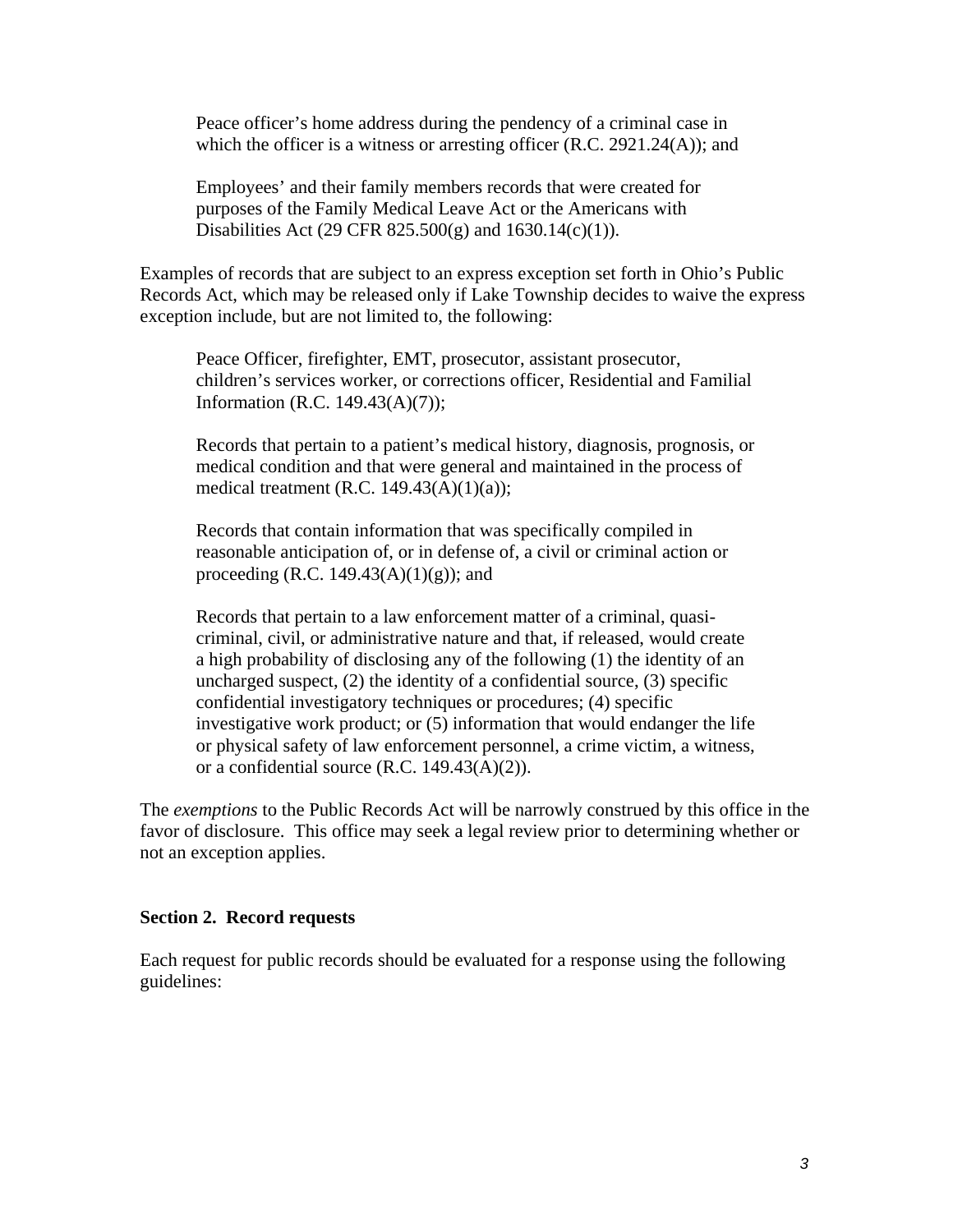Peace officer's home address during the pendency of a criminal case in which the officer is a witness or arresting officer (R.C. 2921.24(A)); and

Employees' and their family members records that were created for purposes of the Family Medical Leave Act or the Americans with Disabilities Act (29 CFR 825.500(g) and 1630.14(c)(1)).

Examples of records that are subject to an express exception set forth in Ohio's Public Records Act, which may be released only if Lake Township decides to waive the express exception include, but are not limited to, the following:

Peace Officer, firefighter, EMT, prosecutor, assistant prosecutor, children's services worker, or corrections officer, Residential and Familial Information (R.C. 149.43(A)(7));

Records that pertain to a patient's medical history, diagnosis, prognosis, or medical condition and that were general and maintained in the process of medical treatment (R.C. 149.43(A)(1)(a));

Records that contain information that was specifically compiled in reasonable anticipation of, or in defense of, a civil or criminal action or proceeding (R.C. 149.43(A)(1)(g)); and

Records that pertain to a law enforcement matter of a criminal, quasi-criminal, civil, or administrative nature and that, if released, would create a high probability of disclosing any of the following (1) the identity of an uncharged suspect, (2) the identity of a confidential source, (3) specific confidential investigatory techniques or procedures; (4) specific investigative work product; or (5) information that would endanger the life or physical safety of law enforcement personnel, a crime victim, a witness, or a confidential source (R.C. 149.43(A)(2)).

The *exemptions* to the Public Records Act will be narrowly construed by this office in the favor of disclosure. This office may seek a legal review prior to determining whether or not an exception applies.

## Section 2. Record requests

Each request for public records should be evaluated for a response using the following guidelines: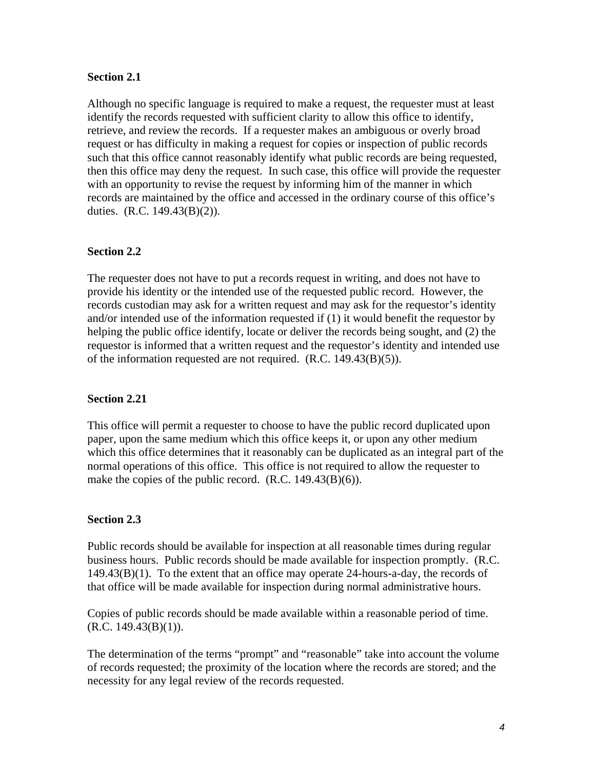**Section 2.1**

Although no specific language is required to make a request, the requester must at least identify the records requested with sufficient clarity to allow this office to identify, retrieve, and review the records. If a requester makes an ambiguous or overly broad request or has difficulty in making a request for copies or inspection of public records such that this office cannot reasonably identify what public records are being requested, then this office may deny the request. In such case, this office will provide the requester with an opportunity to revise the request by informing him of the manner in which records are maintained by the office and accessed in the ordinary course of this office's duties. (R.C. 149.43(B)(2)).

**Section 2.2**

The requester does not have to put a records request in writing, and does not have to provide his identity or the intended use of the requested public record. However, the records custodian may ask for a written request and may ask for the requestor's identity and/or intended use of the information requested if (1) it would benefit the requestor by helping the public office identify, locate or deliver the records being sought, and (2) the requestor is informed that a written request and the requestor's identity and intended use of the information requested are not required. (R.C. 149.43(B)(5)).

**Section 2.21**

This office will permit a requester to choose to have the public record duplicated upon paper, upon the same medium which this office keeps it, or upon any other medium which this office determines that it reasonably can be duplicated as an integral part of the normal operations of this office. This office is not required to allow the requester to make the copies of the public record. (R.C. 149.43(B)(6)).

**Section 2.3**

Public records should be available for inspection at all reasonable times during regular business hours. Public records should be made available for inspection promptly. (R.C. 149.43(B)(1). To the extent that an office may operate 24-hours-a-day, the records of that office will be made available for inspection during normal administrative hours.

Copies of public records should be made available within a reasonable period of time. (R.C. 149.43(B)(1)).

The determination of the terms "prompt" and "reasonable" take into account the volume of records requested; the proximity of the location where the records are stored; and the necessity for any legal review of the records requested.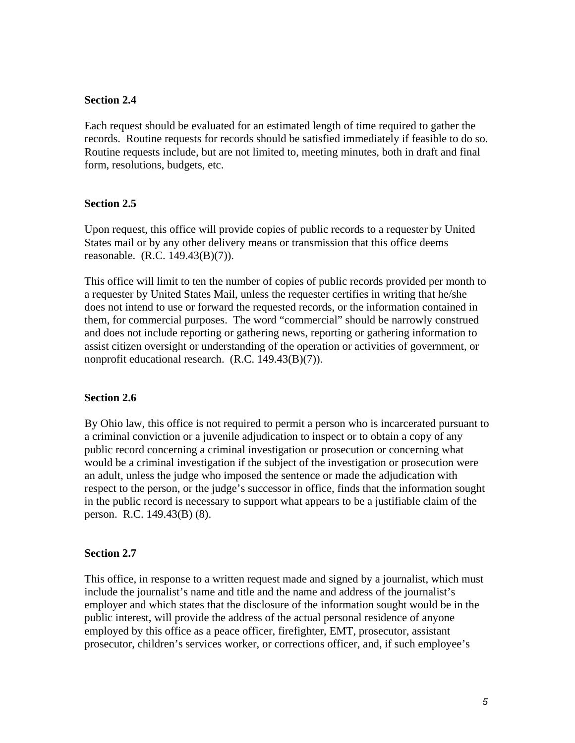**Section 2.4**

Each request should be evaluated for an estimated length of time required to gather the records. Routine requests for records should be satisfied immediately if feasible to do so. Routine requests include, but are not limited to, meeting minutes, both in draft and final form, resolutions, budgets, etc.

**Section 2.5**

Upon request, this office will provide copies of public records to a requester by United States mail or by any other delivery means or transmission that this office deems reasonable. (R.C. 149.43(B)(7)).

This office will limit to ten the number of copies of public records provided per month to a requester by United States Mail, unless the requester certifies in writing that he/she does not intend to use or forward the requested records, or the information contained in them, for commercial purposes. The word "commercial" should be narrowly construed and does not include reporting or gathering news, reporting or gathering information to assist citizen oversight or understanding of the operation or activities of government, or nonprofit educational research. (R.C. 149.43(B)(7)).

**Section 2.6**

By Ohio law, this office is not required to permit a person who is incarcerated pursuant to a criminal conviction or a juvenile adjudication to inspect or to obtain a copy of any public record concerning a criminal investigation or prosecution or concerning what would be a criminal investigation if the subject of the investigation or prosecution were an adult, unless the judge who imposed the sentence or made the adjudication with respect to the person, or the judge's successor in office, finds that the information sought in the public record is necessary to support what appears to be a justifiable claim of the person. R.C. 149.43(B) (8).

**Section 2.7**

This office, in response to a written request made and signed by a journalist, which must include the journalist's name and title and the name and address of the journalist's employer and which states that the disclosure of the information sought would be in the public interest, will provide the address of the actual personal residence of anyone employed by this office as a peace officer, firefighter, EMT, prosecutor, assistant prosecutor, children's services worker, or corrections officer, and, if such employee's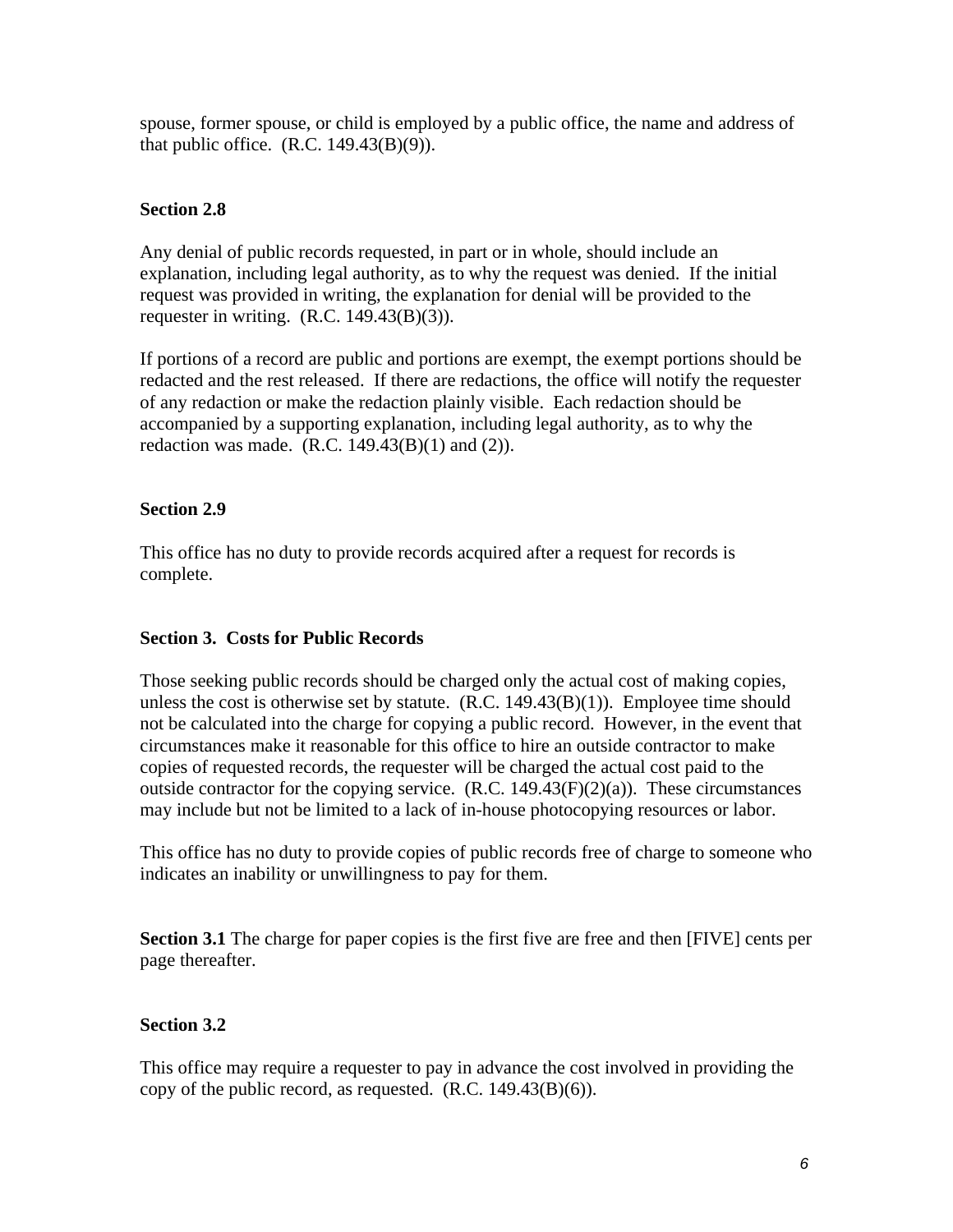spouse, former spouse, or child is employed by a public office, the name and address of that public office. (R.C. 149.43(B)(9)).

**Section 2.8**

Any denial of public records requested, in part or in whole, should include an explanation, including legal authority, as to why the request was denied. If the initial request was provided in writing, the explanation for denial will be provided to the requester in writing. (R.C. 149.43(B)(3)).

If portions of a record are public and portions are exempt, the exempt portions should be redacted and the rest released. If there are redactions, the office will notify the requester of any redaction or make the redaction plainly visible. Each redaction should be accompanied by a supporting explanation, including legal authority, as to why the redaction was made. (R.C. 149.43(B)(1) and (2)).

**Section 2.9**

This office has no duty to provide records acquired after a request for records is complete.

**Section 3. Costs for Public Records**

Those seeking public records should be charged only the actual cost of making copies, unless the cost is otherwise set by statute. (R.C. 149.43(B)(1)). Employee time should not be calculated into the charge for copying a public record. However, in the event that circumstances make it reasonable for this office to hire an outside contractor to make copies of requested records, the requester will be charged the actual cost paid to the outside contractor for the copying service. (R.C. 149.43(F)(2)(a)). These circumstances may include but not be limited to a lack of in-house photocopying resources or labor.

This office has no duty to provide copies of public records free of charge to someone who indicates an inability or unwillingness to pay for them.

**Section 3.1** The charge for paper copies is the first five are free and then [FIVE] cents per page thereafter.

**Section 3.2**

This office may require a requester to pay in advance the cost involved in providing the copy of the public record, as requested. (R.C. 149.43(B)(6)).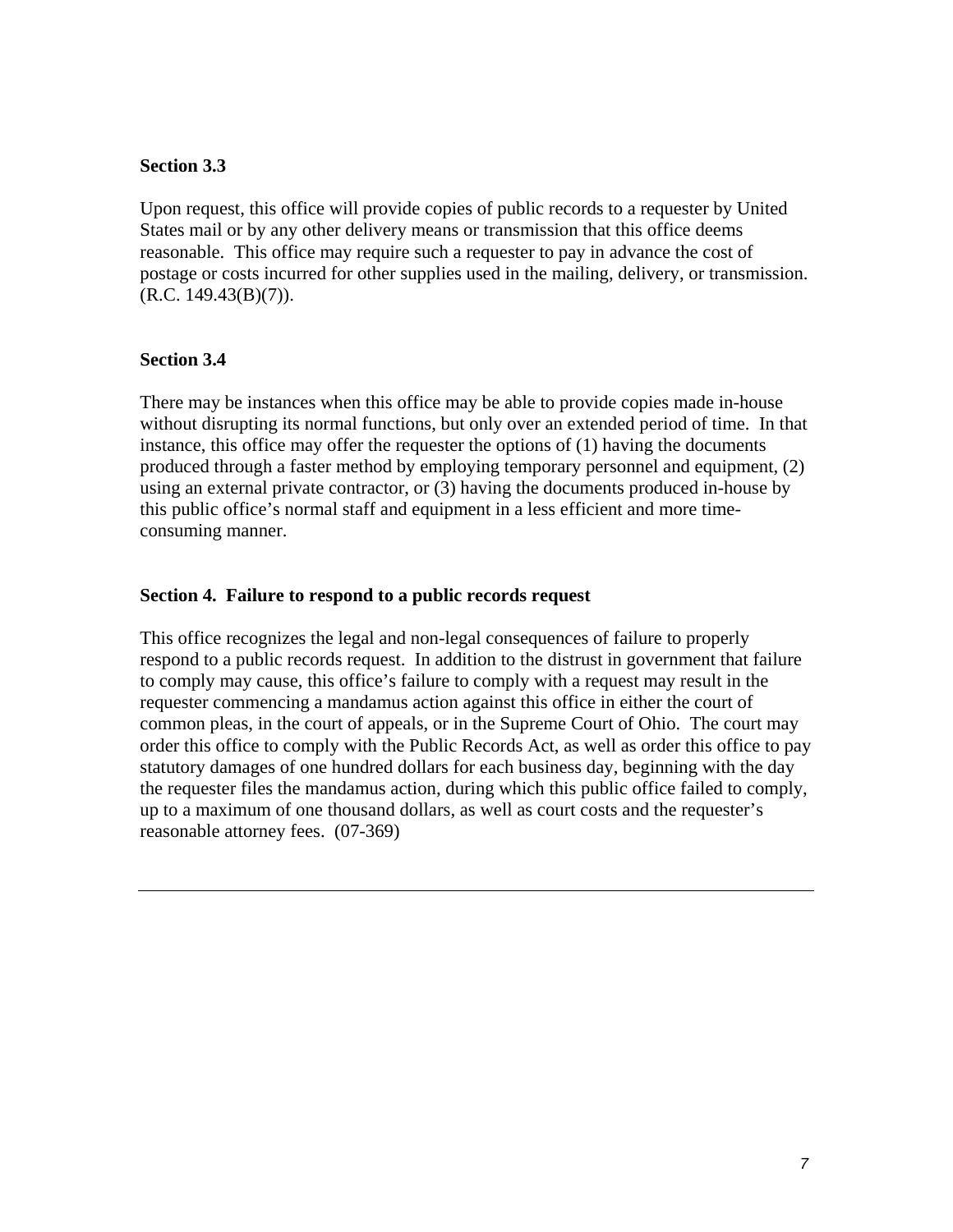**Section 3.3**

Upon request, this office will provide copies of public records to a requester by United States mail or by any other delivery means or transmission that this office deems reasonable. This office may require such a requester to pay in advance the cost of postage or costs incurred for other supplies used in the mailing, delivery, or transmission. (R.C. 149.43(B)(7)).

**Section 3.4**

There may be instances when this office may be able to provide copies made in-house without disrupting its normal functions, but only over an extended period of time. In that instance, this office may offer the requester the options of (1) having the documents produced through a faster method by employing temporary personnel and equipment, (2) using an external private contractor, or (3) having the documents produced in-house by this public office's normal staff and equipment in a less efficient and more time-consuming manner.

**Section 4. Failure to respond to a public records request**

This office recognizes the legal and non-legal consequences of failure to properly respond to a public records request. In addition to the distrust in government that failure to comply may cause, this office's failure to comply with a request may result in the requester commencing a mandamus action against this office in either the court of common pleas, in the court of appeals, or in the Supreme Court of Ohio. The court may order this office to comply with the Public Records Act, as well as order this office to pay statutory damages of one hundred dollars for each business day, beginning with the day the requester files the mandamus action, during which this public office failed to comply, up to a maximum of one thousand dollars, as well as court costs and the requester's reasonable attorney fees. (07-369)

---